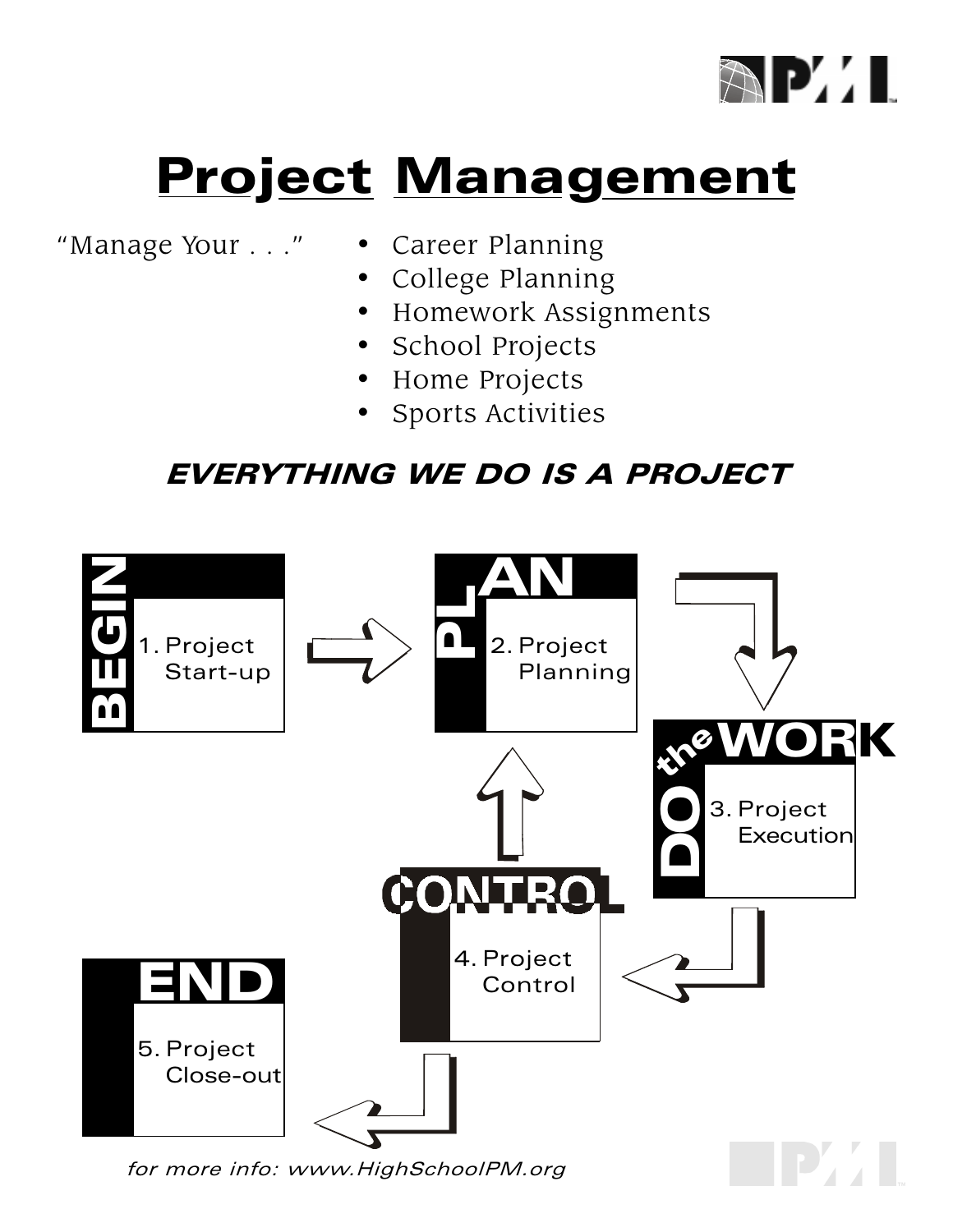# Project Management

"Manage Your . . ."

- Career Planning
- College Planning
- Homework Assignments
- School Projects
- Home Projects
- Sports Activities

***EVERYTHING WE DO IS A PROJECT***

**BEGIN**
1. Project Start-up

**PLAN**
2. Project Planning

**DO the WORK**
3. Project Execution

**CONTROL**
4. Project Control

**END**
5. Project Close-out

*for more info: www.HighSchoolPM.org*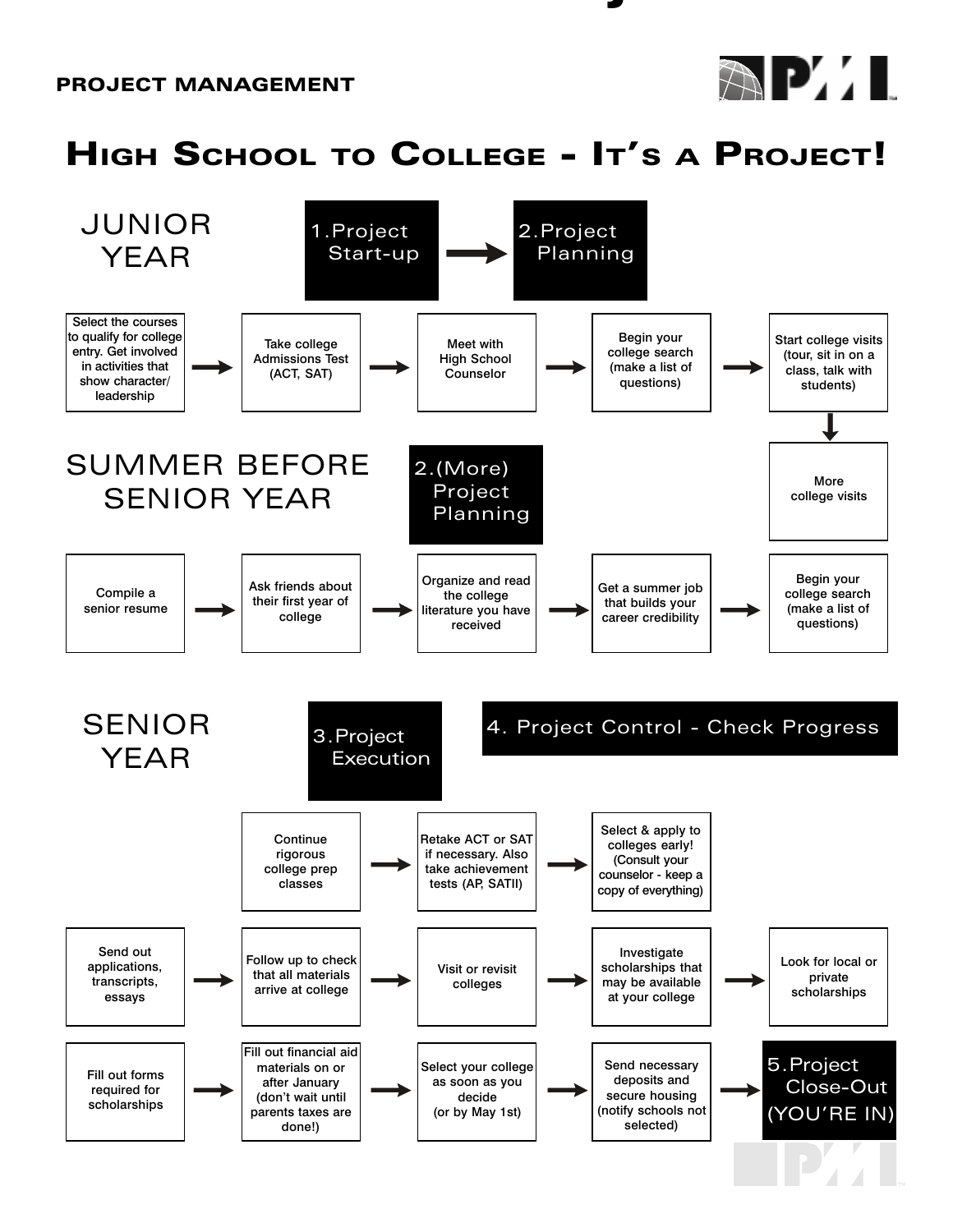PROJECT MANAGEMENT

# High School to College - It's a Project!

## JUNIOR YEAR

**1. Project Start-up** → **2. Project Planning**

Select the courses to qualify for college entry. Get involved in activities that show character/ leadership → Take college Admissions Test (ACT, SAT) → Meet with High School Counselor → Begin your college search (make a list of questions) → Start college visits (tour, sit in on a class, talk with students) → More college visits

## SUMMER BEFORE SENIOR YEAR

**2. (More) Project Planning**

Compile a senior resume → Ask friends about their first year of college → Organize and read the college literature you have received → Get a summer job that builds your career credibility → Begin your college search (make a list of questions)

## SENIOR YEAR

**3. Project Execution**

**4. Project Control - Check Progress**

Continue rigorous college prep classes → Retake ACT or SAT if necessary. Also take achievement tests (AP, SATII) → Select & apply to colleges early! (Consult your counselor - keep a copy of everything)

Send out applications, transcripts, essays → Follow up to check that all materials arrive at college → Visit or revisit colleges → Investigate scholarships that may be available at your college → Look for local or private scholarships

Fill out forms required for scholarships → Fill out financial aid materials on or after January (don't wait until parents taxes are done!) → Select your college as soon as you decide (or by May 1st) → Send necessary deposits and secure housing (notify schools not selected) → **5. Project Close-Out (YOU'RE IN)**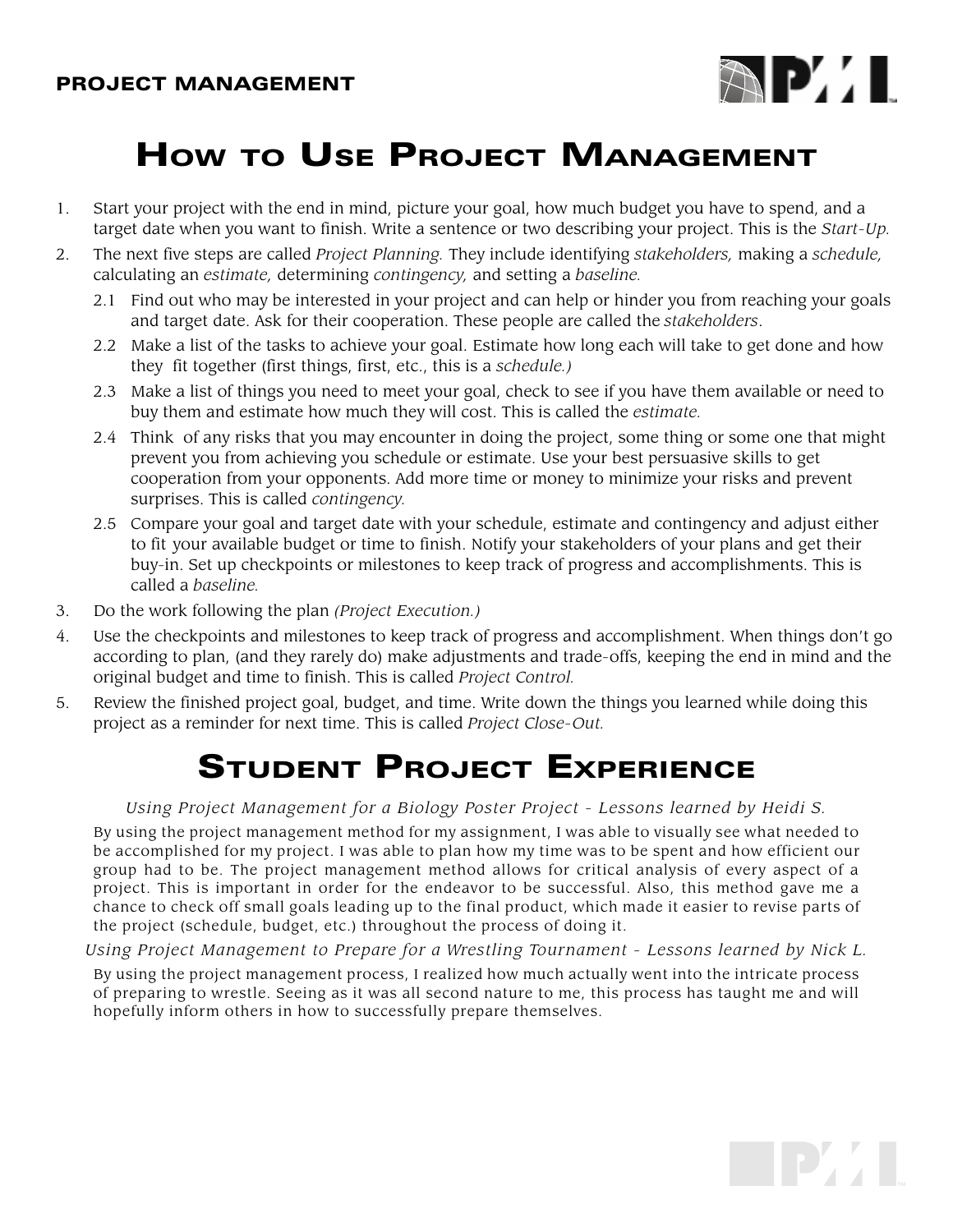# How to Use Project Management

1. Start your project with the end in mind, picture your goal, how much budget you have to spend, and a target date when you want to finish. Write a sentence or two describing your project. This is the *Start-Up.*
2. The next five steps are called *Project Planning.* They include identifying *stakeholders,* making a *schedule,* calculating an *estimate,* determining *contingency,* and setting a *baseline.*
   - 2.1 Find out who may be interested in your project and can help or hinder you from reaching your goals and target date. Ask for their cooperation. These people are called the *stakeholders*.
   - 2.2 Make a list of the tasks to achieve your goal. Estimate how long each will take to get done and how they fit together (first things, first, etc., this is a *schedule.)*
   - 2.3 Make a list of things you need to meet your goal, check to see if you have them available or need to buy them and estimate how much they will cost. This is called the *estimate.*
   - 2.4 Think of any risks that you may encounter in doing the project, some thing or some one that might prevent you from achieving you schedule or estimate. Use your best persuasive skills to get cooperation from your opponents. Add more time or money to minimize your risks and prevent surprises. This is called *contingency.*
   - 2.5 Compare your goal and target date with your schedule, estimate and contingency and adjust either to fit your available budget or time to finish. Notify your stakeholders of your plans and get their buy-in. Set up checkpoints or milestones to keep track of progress and accomplishments. This is called a *baseline.*
3. Do the work following the plan *(Project Execution.)*
4. Use the checkpoints and milestones to keep track of progress and accomplishment. When things don't go according to plan, (and they rarely do) make adjustments and trade-offs, keeping the end in mind and the original budget and time to finish. This is called *Project Control.*
5. Review the finished project goal, budget, and time. Write down the things you learned while doing this project as a reminder for next time. This is called *Project Close-Out.*

# Student Project Experience

*Using Project Management for a Biology Poster Project - Lessons learned by Heidi S.*

By using the project management method for my assignment, I was able to visually see what needed to be accomplished for my project. I was able to plan how my time was to be spent and how efficient our group had to be. The project management method allows for critical analysis of every aspect of a project. This is important in order for the endeavor to be successful. Also, this method gave me a chance to check off small goals leading up to the final product, which made it easier to revise parts of the project (schedule, budget, etc.) throughout the process of doing it.

*Using Project Management to Prepare for a Wrestling Tournament - Lessons learned by Nick L.*

By using the project management process, I realized how much actually went into the intricate process of preparing to wrestle. Seeing as it was all second nature to me, this process has taught me and will hopefully inform others in how to successfully prepare themselves.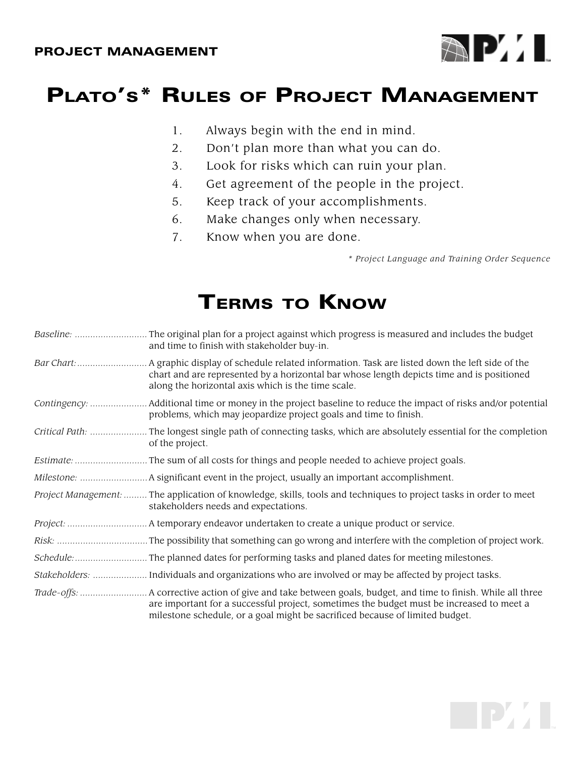PROJECT MANAGEMENT

# Plato's* Rules of Project Management

1. Always begin with the end in mind.
2. Don't plan more than what you can do.
3. Look for risks which can ruin your plan.
4. Get agreement of the people in the project.
5. Keep track of your accomplishments.
6. Make changes only when necessary.
7. Know when you are done.

*\* Project Language and Training Order Sequence*

# Terms to Know

*Baseline:* ............................ The original plan for a project against which progress is measured and includes the budget and time to finish with stakeholder buy-in.

*Bar Chart:*........................... A graphic display of schedule related information. Task are listed down the left side of the chart and are represented by a horizontal bar whose length depicts time and is positioned along the horizontal axis which is the time scale.

*Contingency:* ...................... Additional time or money in the project baseline to reduce the impact of risks and/or potential problems, which may jeopardize project goals and time to finish.

*Critical Path:* ...................... The longest single path of connecting tasks, which are absolutely essential for the completion of the project.

*Estimate:* ............................ The sum of all costs for things and people needed to achieve project goals.

*Milestone:* .......................... A significant event in the project, usually an important accomplishment.

*Project Management:* ......... The application of knowledge, skills, tools and techniques to project tasks in order to meet stakeholders needs and expectations.

*Project:* ............................... A temporary endeavor undertaken to create a unique product or service.

*Risk:* ................................... The possibility that something can go wrong and interfere with the completion of project work.

*Schedule:*............................ The planned dates for performing tasks and planed dates for meeting milestones.

*Stakeholders:* ..................... Individuals and organizations who are involved or may be affected by project tasks.

*Trade-offs:* .......................... A corrective action of give and take between goals, budget, and time to finish. While all three are important for a successful project, sometimes the budget must be increased to meet a milestone schedule, or a goal might be sacrificed because of limited budget.